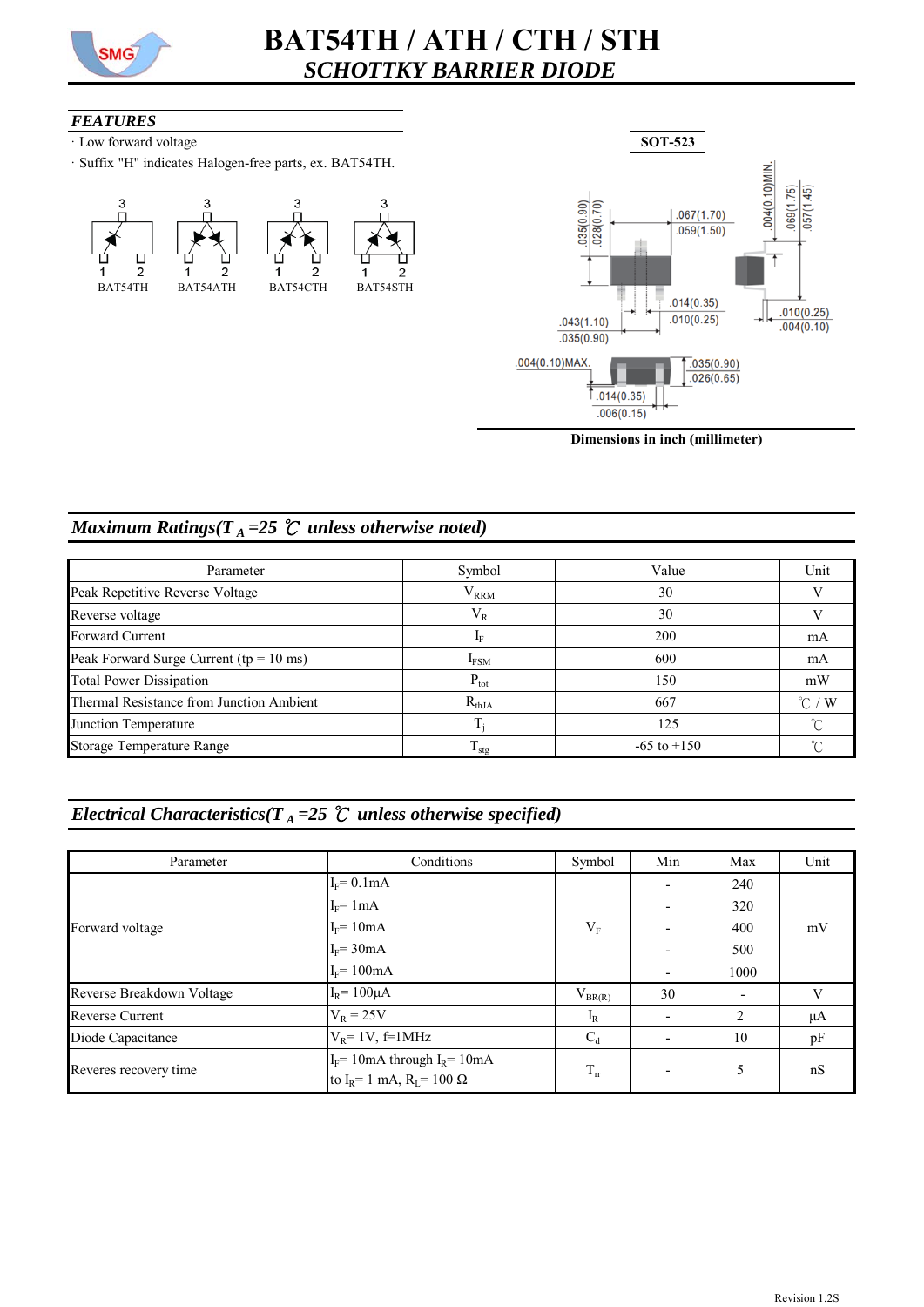# BAT54TH / ATH / CTH / STH

## *SCHOTTKY BARRIER DIODE*

### *FEATURES*

· Low forward voltage

· Suffix "H" indicates Halogen-free parts, ex. BAT54TH.

BAT54TH　BAT54ATH　BAT54CTH　BAT54STH

**SOT-523**

**Dimensions in inch (millimeter)**

## *Maximum Ratings($T_A$=25 ℃ unless otherwise noted)*

| Parameter | Symbol | Value | Unit |
|---|---|---|---|
| Peak Repetitive Reverse Voltage | $V_{RRM}$ | 30 | V |
| Reverse voltage | $V_R$ | 30 | V |
| Forward Current | $I_F$ | 200 | mA |
| Peak Forward Surge Current (tp = 10 ms) | $I_{FSM}$ | 600 | mA |
| Total Power Dissipation | $P_{tot}$ | 150 | mW |
| Thermal Resistance from Junction Ambient | $R_{thJA}$ | 667 | ℃ / W |
| Junction Temperature | $T_j$ | 125 | ℃ |
| Storage Temperature Range | $T_{stg}$ | -65 to +150 | ℃ |

## *Electrical Characteristics($T_A$=25 ℃ unless otherwise specified)*

| Parameter | Conditions | Symbol | Min | Max | Unit |
|---|---|---|---|---|---|
| Forward voltage | $I_F$= 0.1mA | $V_F$ | - | 240 | mV |
| | $I_F$= 1mA | | - | 320 | |
| | $I_F$= 10mA | | - | 400 | |
| | $I_F$= 30mA | | - | 500 | |
| | $I_F$= 100mA | | - | 1000 | |
| Reverse Breakdown Voltage | $I_R$= 100μA | $V_{BR(R)}$ | 30 | - | V |
| Reverse Current | $V_R$ = 25V | $I_R$ | - | 2 | μA |
| Diode Capacitance | $V_R$= 1V, f=1MHz | $C_d$ | - | 10 | pF |
| Reveres recovery time | $I_F$= 10mA through $I_R$= 10mA to $I_R$= 1 mA, $R_L$= 100 Ω | $T_{rr}$ | - | 5 | nS |

Revision 1.2S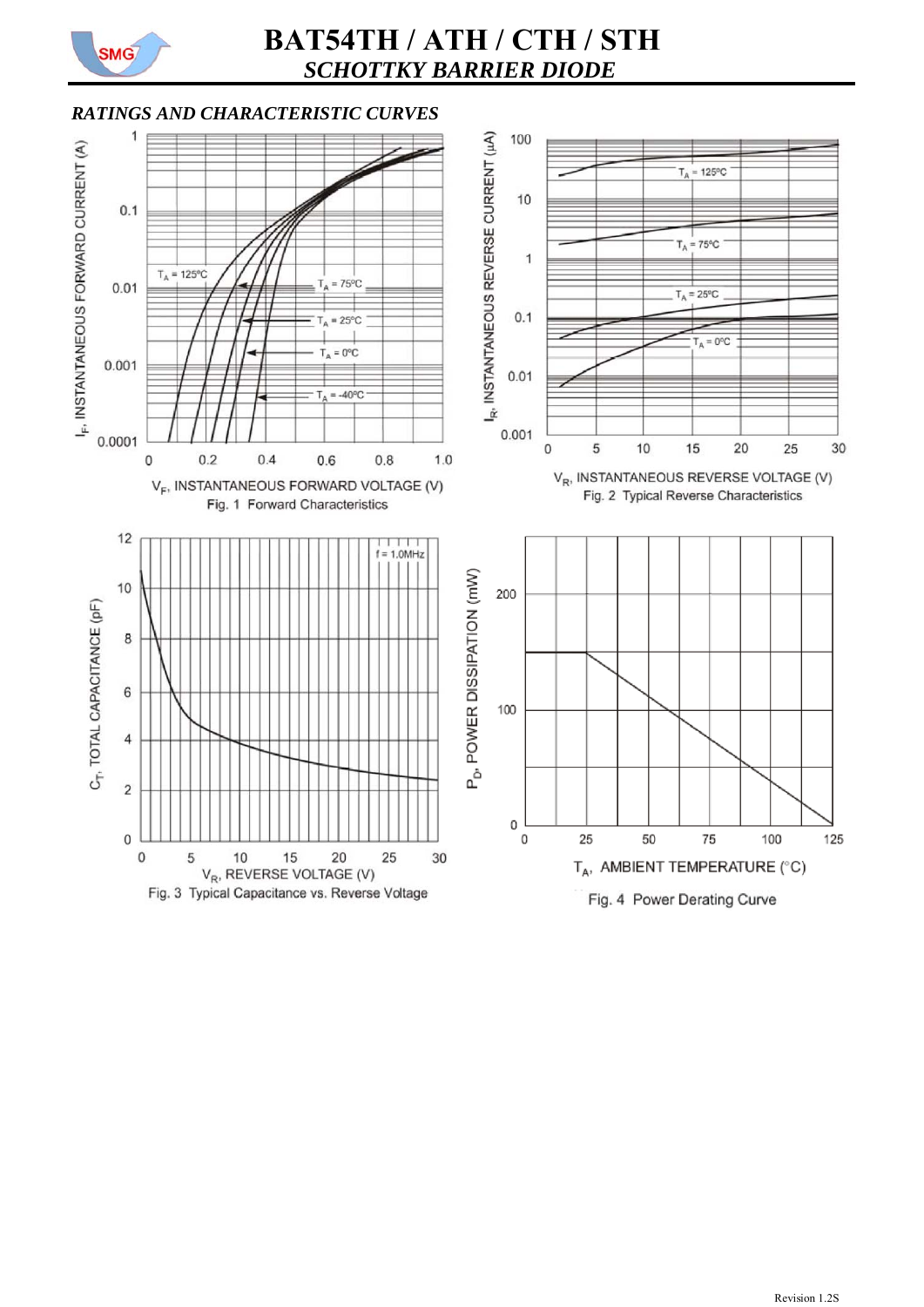# BAT54TH / ATH / CTH / STH

## *SCHOTTKY BARRIER DIODE*

### *RATINGS AND CHARACTERISTIC CURVES*

Fig. 1 Forward Characteristics

Fig. 2 Typical Reverse Characteristics

Fig. 3 Typical Capacitance vs. Reverse Voltage

Fig. 4 Power Derating Curve

Revision 1.2S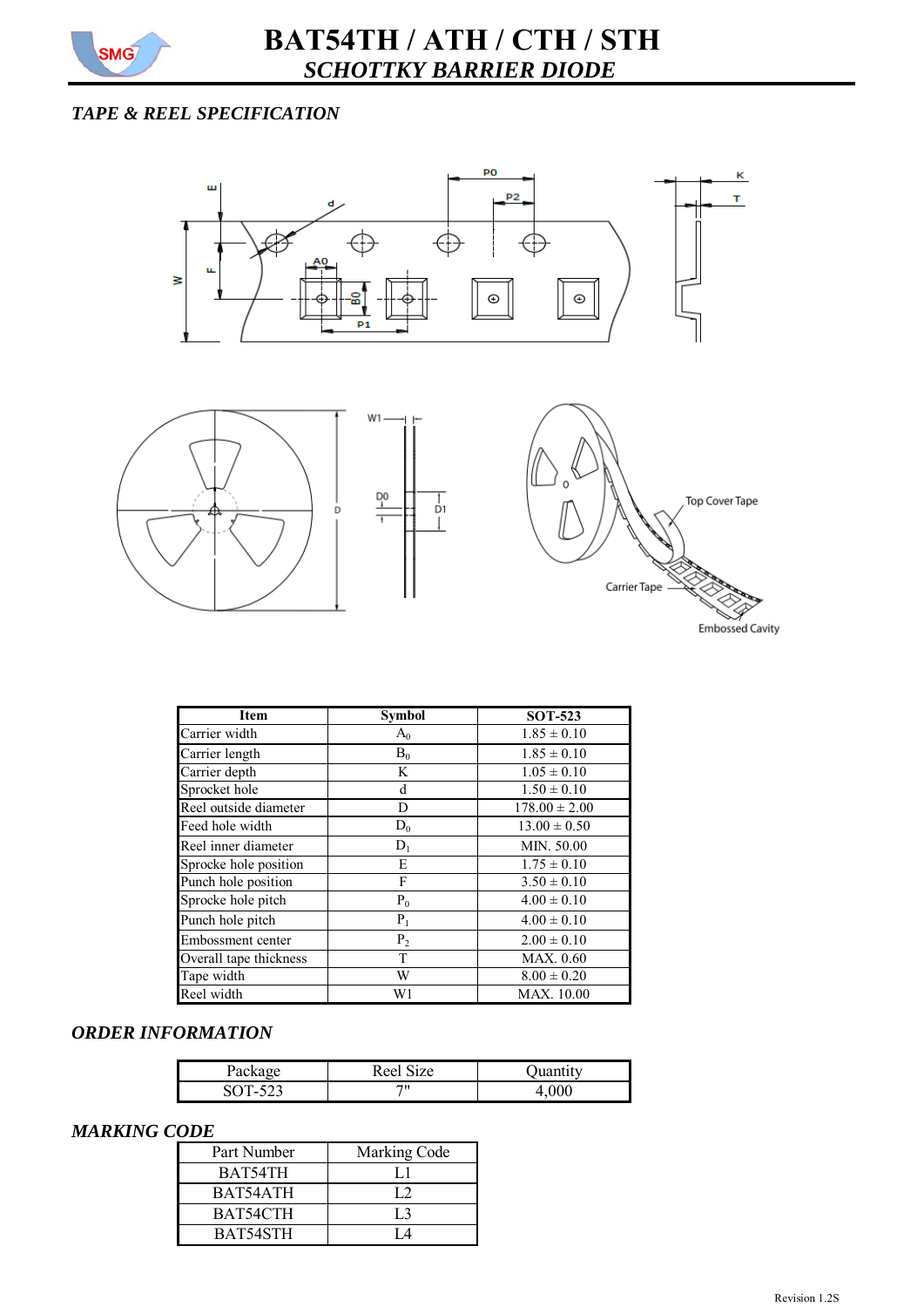## TAPE & REEL SPECIFICATION

| Item | Symbol | SOT-523 |
|---|---|---|
| Carrier width | $A_0$ | 1.85 ± 0.10 |
| Carrier length | $B_0$ | 1.85 ± 0.10 |
| Carrier depth | K | 1.05 ± 0.10 |
| Sprocket hole | d | 1.50 ± 0.10 |
| Reel outside diameter | D | 178.00 ± 2.00 |
| Feed hole width | $D_0$ | 13.00 ± 0.50 |
| Reel inner diameter | $D_1$ | MIN. 50.00 |
| Sprocke hole position | E | 1.75 ± 0.10 |
| Punch hole position | F | 3.50 ± 0.10 |
| Sprocke hole pitch | $P_0$ | 4.00 ± 0.10 |
| Punch hole pitch | $P_1$ | 4.00 ± 0.10 |
| Embossment center | $P_2$ | 2.00 ± 0.10 |
| Overall tape thickness | T | MAX. 0.60 |
| Tape width | W | 8.00 ± 0.20 |
| Reel width | W1 | MAX. 10.00 |

## ORDER INFORMATION

| Package | Reel Size | Quantity |
|---|---|---|
| SOT-523 | 7" | 4,000 |

## MARKING CODE

| Part Number | Marking Code |
|---|---|
| BAT54TH | L1 |
| BAT54ATH | L2 |
| BAT54CTH | L3 |
| BAT54STH | L4 |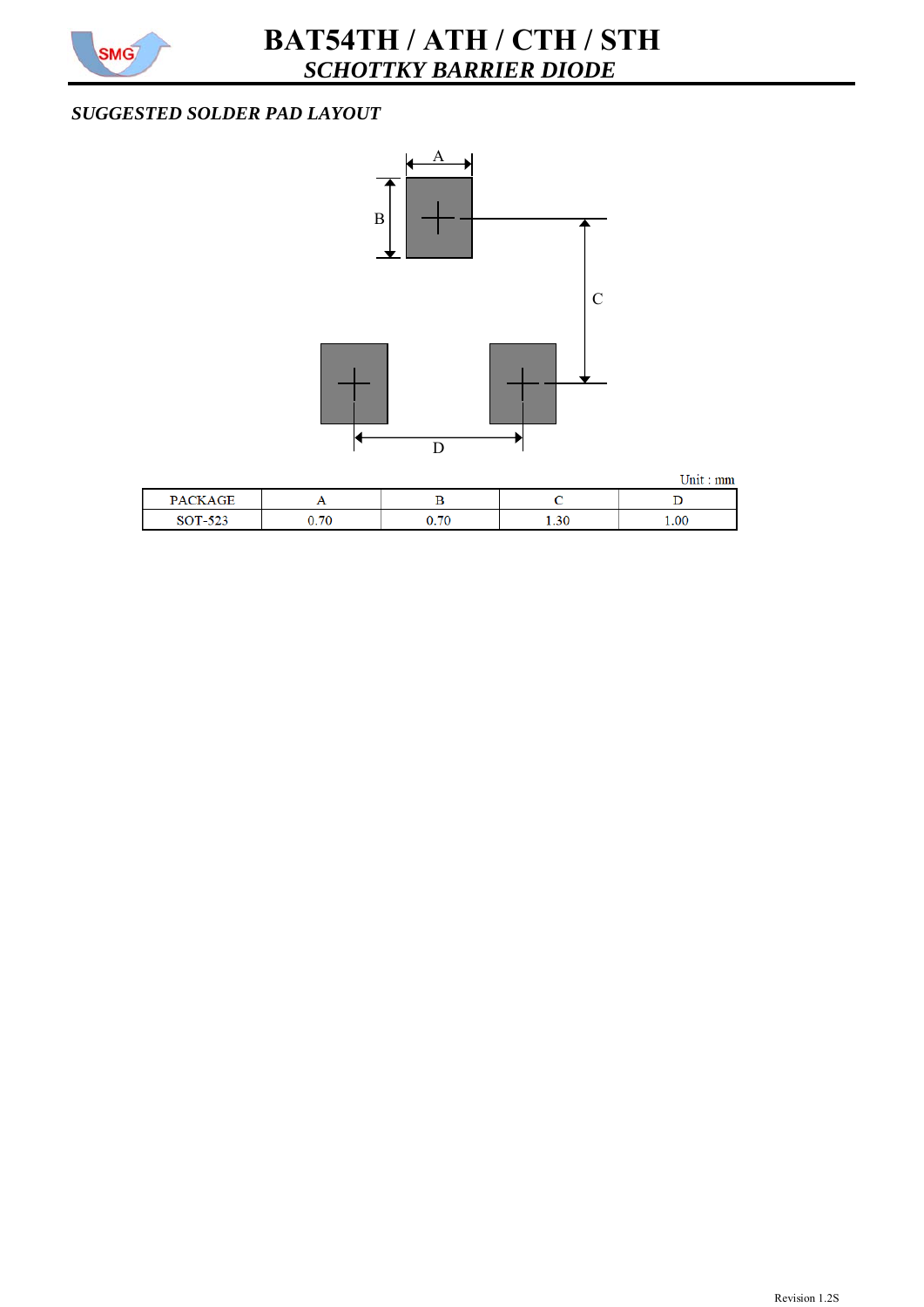## SUGGESTED SOLDER PAD LAYOUT

A

B

C

D

Unit : mm

| PACKAGE | A | B | C | D |
|---|---|---|---|---|
| SOT-523 | 0.70 | 0.70 | 1.30 | 1.00 |